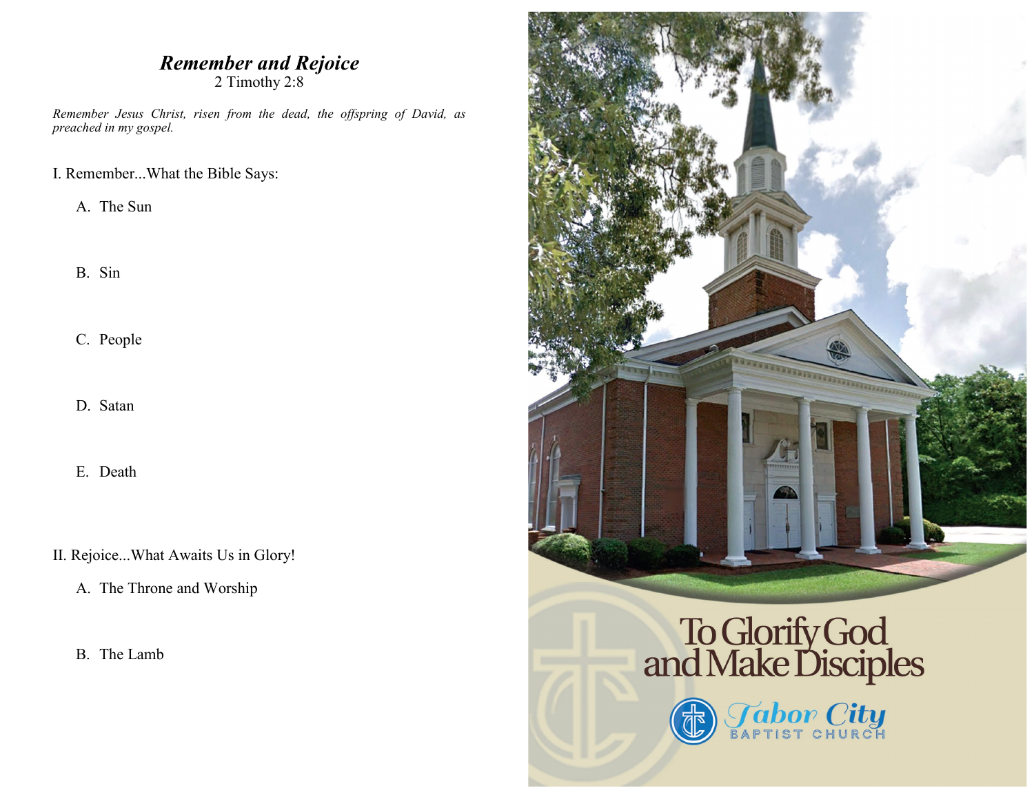## *Remember and Rejoice*

2 Timothy 2:8

*Remember Jesus Christ, risen from the dead, the offspring of David, as preached in my gospel.*

I. Remember...What the Bible Says:

A. The Sun

B. Sin

C. People

D. Satan

E. Death

II. Rejoice...What Awaits Us in Glory!

A. The Throne and Worship

B. The Lamb

To Glorify God and Make Disciples

Tabor City Baptist Church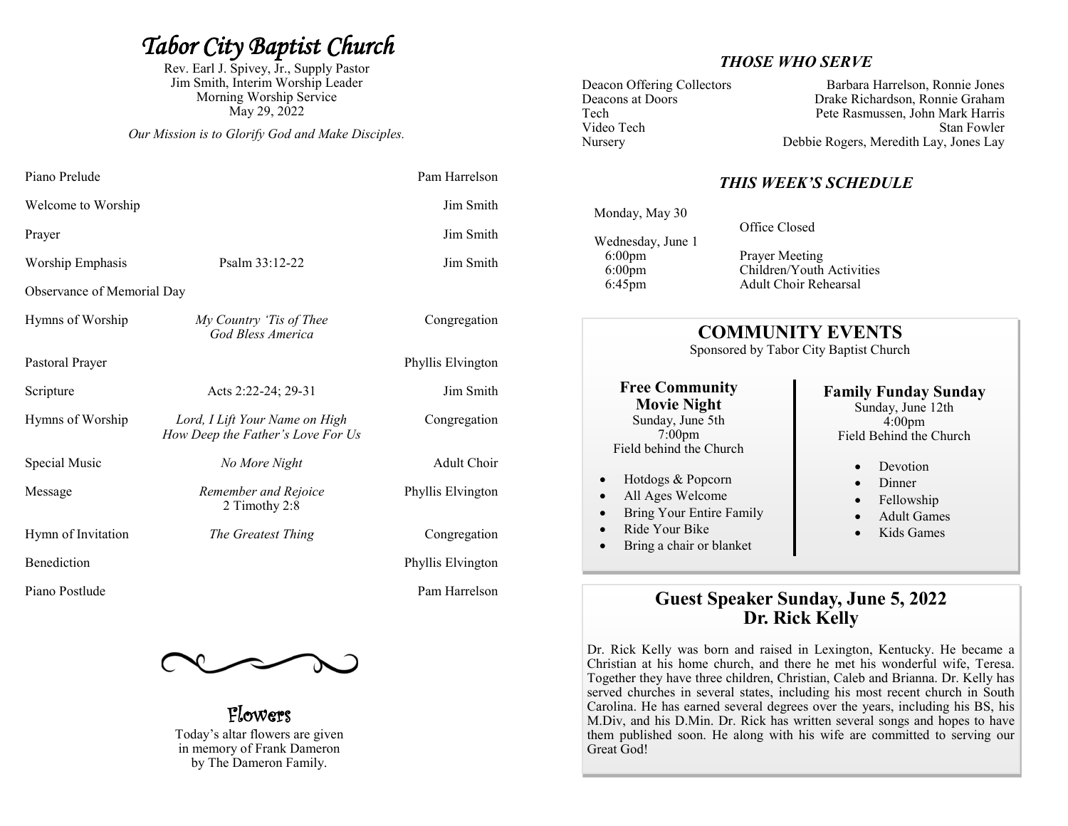# *Tabor City Baptist Church*

Rev. Earl J. Spivey, Jr., Supply Pastor
Jim Smith, Interim Worship Leader
Morning Worship Service
May 29, 2022

*Our Mission is to Glorify God and Make Disciples.*

| | | |
|---|---|---|
| Piano Prelude | | Pam Harrelson |
| Welcome to Worship | | Jim Smith |
| Prayer | | Jim Smith |
| Worship Emphasis | Psalm 33:12-22 | Jim Smith |
| Observance of Memorial Day | | |
| Hymns of Worship | *My Country 'Tis of Thee* *God Bless America* | Congregation |
| Pastoral Prayer | | Phyllis Elvington |
| Scripture | Acts 2:22-24; 29-31 | Jim Smith |
| Hymns of Worship | *Lord, I Lift Your Name on High* *How Deep the Father's Love For Us* | Congregation |
| Special Music | *No More Night* | Adult Choir |
| Message | *Remember and Rejoice* 2 Timothy 2:8 | Phyllis Elvington |
| Hymn of Invitation | *The Greatest Thing* | Congregation |
| Benediction | | Phyllis Elvington |
| Piano Postlude | | Pam Harrelson |

## Flowers

Today's altar flowers are given in memory of Frank Dameron by The Dameron Family.

## *THOSE WHO SERVE*

| | |
|---|---|
| Deacon Offering Collectors | Barbara Harrelson, Ronnie Jones |
| Deacons at Doors | Drake Richardson, Ronnie Graham |
| Tech | Pete Rasmussen, John Mark Harris |
| Video Tech | Stan Fowler |
| Nursery | Debbie Rogers, Meredith Lay, Jones Lay |

## *THIS WEEK'S SCHEDULE*

| | |
|---|---|
| Monday, May 30 | Office Closed |
| Wednesday, June 1 | |
| 6:00pm | Prayer Meeting |
| 6:00pm | Children/Youth Activities |
| 6:45pm | Adult Choir Rehearsal |

## COMMUNITY EVENTS

Sponsored by Tabor City Baptist Church

### Free Community Movie Night

Sunday, June 5th
7:00pm
Field behind the Church

- Hotdogs & Popcorn
- All Ages Welcome
- Bring Your Entire Family
- Ride Your Bike
- Bring a chair or blanket

### Family Funday Sunday

Sunday, June 12th
4:00pm
Field Behind the Church

- Devotion
- Dinner
- Fellowship
- Adult Games
- Kids Games

## Guest Speaker Sunday, June 5, 2022 Dr. Rick Kelly

Dr. Rick Kelly was born and raised in Lexington, Kentucky. He became a Christian at his home church, and there he met his wonderful wife, Teresa. Together they have three children, Christian, Caleb and Brianna. Dr. Kelly has served churches in several states, including his most recent church in South Carolina. He has earned several degrees over the years, including his BS, his M.Div, and his D.Min. Dr. Rick has written several songs and hopes to have them published soon. He along with his wife are committed to serving our Great God!